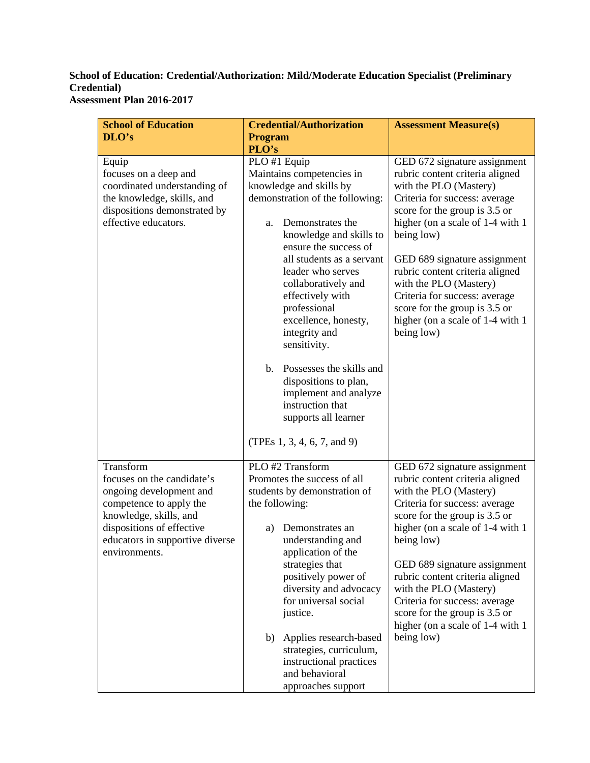**School of Education: Credential/Authorization: Mild/Moderate Education Specialist (Preliminary Credential)**
**Assessment Plan 2016-2017**

| School of Education DLO's | Credential/Authorization Program PLO's | Assessment Measure(s) |
|---|---|---|
| Equip<br>focuses on a deep and coordinated understanding of the knowledge, skills, and dispositions demonstrated by effective educators. | PLO #1 Equip<br>Maintains competencies in knowledge and skills by demonstration of the following:<br><br>a. Demonstrates the knowledge and skills to ensure the success of all students as a servant leader who serves collaboratively and effectively with professional excellence, honesty, integrity and sensitivity.<br><br>b. Possesses the skills and dispositions to plan, implement and analyze instruction that supports all learner<br><br>(TPEs 1, 3, 4, 6, 7, and 9) | GED 672 signature assignment rubric content criteria aligned with the PLO (Mastery)<br>Criteria for success: average score for the group is 3.5 or higher (on a scale of 1-4 with 1 being low)<br><br>GED 689 signature assignment rubric content criteria aligned with the PLO (Mastery)<br>Criteria for success: average score for the group is 3.5 or higher (on a scale of 1-4 with 1 being low) |
| Transform<br>focuses on the candidate's ongoing development and competence to apply the knowledge, skills, and dispositions of effective educators in supportive diverse environments. | PLO #2 Transform<br>Promotes the success of all students by demonstration of the following:<br><br>a) Demonstrates an understanding and application of the strategies that positively power of diversity and advocacy for universal social justice.<br><br>b) Applies research-based strategies, curriculum, instructional practices and behavioral approaches support | GED 672 signature assignment rubric content criteria aligned with the PLO (Mastery)<br>Criteria for success: average score for the group is 3.5 or higher (on a scale of 1-4 with 1 being low)<br><br>GED 689 signature assignment rubric content criteria aligned with the PLO (Mastery)<br>Criteria for success: average score for the group is 3.5 or higher (on a scale of 1-4 with 1 being low) |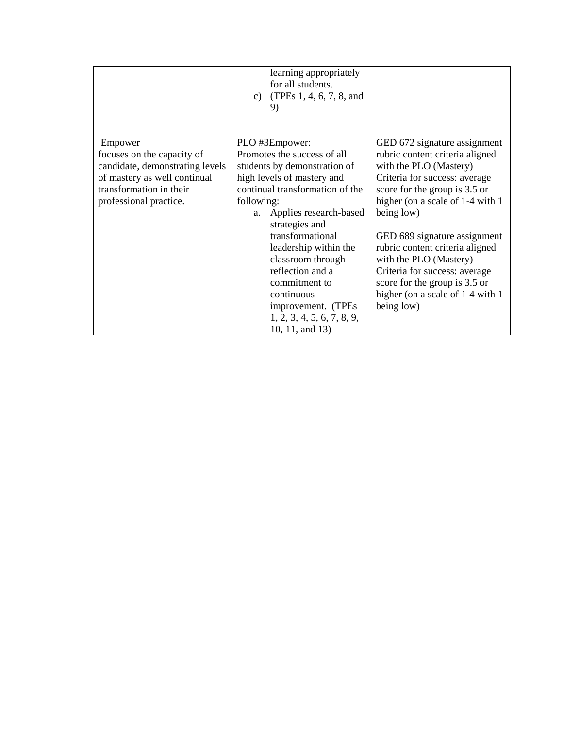| | | |
|---|---|---|
| | learning appropriately for all students.<br>c) (TPEs 1, 4, 6, 7, 8, and 9) | |
| Empower<br>focuses on the capacity of candidate, demonstrating levels of mastery as well continual transformation in their professional practice. | PLO #3Empower:<br>Promotes the success of all students by demonstration of high levels of mastery and continual transformation of the following:<br>a. Applies research-based strategies and transformational leadership within the classroom through reflection and a commitment to continuous improvement. (TPEs 1, 2, 3, 4, 5, 6, 7, 8, 9, 10, 11, and 13) | GED 672 signature assignment rubric content criteria aligned with the PLO (Mastery)<br>Criteria for success: average score for the group is 3.5 or higher (on a scale of 1-4 with 1 being low)<br><br>GED 689 signature assignment rubric content criteria aligned with the PLO (Mastery)<br>Criteria for success: average score for the group is 3.5 or higher (on a scale of 1-4 with 1 being low) |